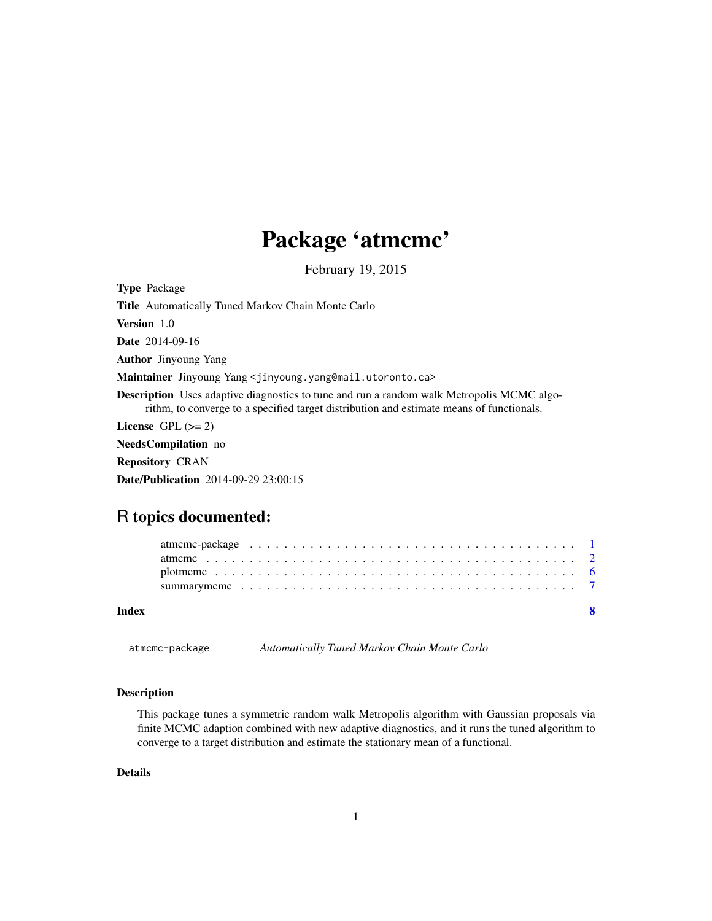# Package 'atmcmc'

February 19, 2015

**Type** Package

**Title** Automatically Tuned Markov Chain Monte Carlo

**Version** 1.0

**Date** 2014-09-16

**Author** Jinyoung Yang

**Maintainer** Jinyoung Yang <jinyoung.yang@mail.utoronto.ca>

**Description** Uses adaptive diagnostics to tune and run a random walk Metropolis MCMC algorithm, to converge to a specified target distribution and estimate means of functionals.

**License** GPL (>= 2)

**NeedsCompilation** no

**Repository** CRAN

**Date/Publication** 2014-09-29 23:00:15

## R topics documented:

- atmcmc-package . . . . . . . . . . . . . . . . . . . . . . . . . . . . . . . . . . . . . . 1
- atmcmc . . . . . . . . . . . . . . . . . . . . . . . . . . . . . . . . . . . . . . . . . . . 2
- plotmcmc . . . . . . . . . . . . . . . . . . . . . . . . . . . . . . . . . . . . . . . . . . 6
- summarymcmc . . . . . . . . . . . . . . . . . . . . . . . . . . . . . . . . . . . . . . . 7

**Index** 8

---

`atmcmc-package` *Automatically Tuned Markov Chain Monte Carlo*

### Description

This package tunes a symmetric random walk Metropolis algorithm with Gaussian proposals via finite MCMC adaption combined with new adaptive diagnostics, and it runs the tuned algorithm to converge to a target distribution and estimate the stationary mean of a functional.

### Details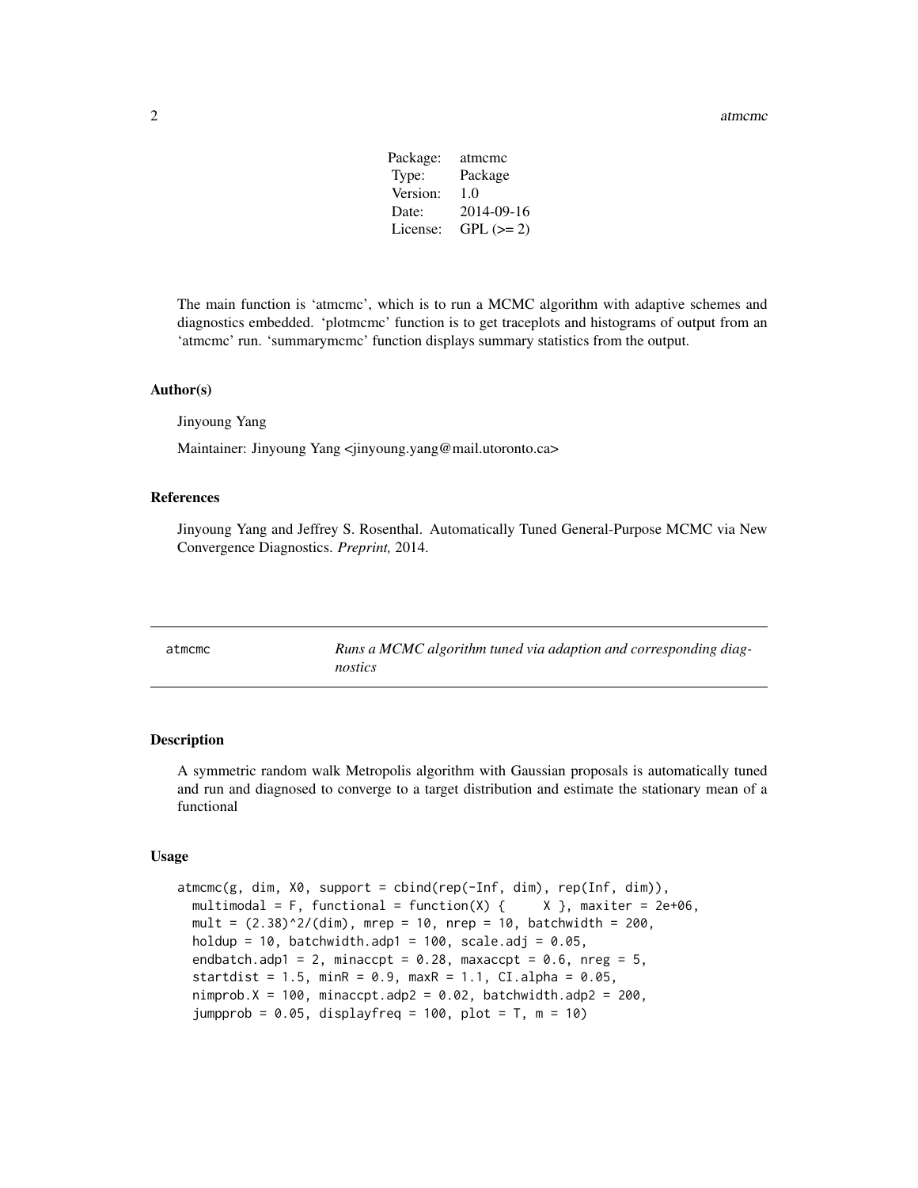| Package: | atmcmc |
|---|---|
| Type: | Package |
| Version: | 1.0 |
| Date: | 2014-09-16 |
| License: | GPL (>= 2) |

The main function is 'atmcmc', which is to run a MCMC algorithm with adaptive schemes and diagnostics embedded. 'plotmcmc' function is to get traceplots and histograms of output from an 'atmcmc' run. 'summarymcmc' function displays summary statistics from the output.

### Author(s)

Jinyoung Yang

Maintainer: Jinyoung Yang <jinyoung.yang@mail.utoronto.ca>

### References

Jinyoung Yang and Jeffrey S. Rosenthal. Automatically Tuned General-Purpose MCMC via New Convergence Diagnostics. *Preprint,* 2014.

---

## atmcmc — *Runs a MCMC algorithm tuned via adaption and corresponding diagnostics*

---

### Description

A symmetric random walk Metropolis algorithm with Gaussian proposals is automatically tuned and run and diagnosed to converge to a target distribution and estimate the stationary mean of a functional

### Usage

```
atmcmc(g, dim, X0, support = cbind(rep(-Inf, dim), rep(Inf, dim)),
  multimodal = F, functional = function(X) {     X }, maxiter = 2e+06,
  mult = (2.38)^2/(dim), mrep = 10, nrep = 10, batchwidth = 200,
  holdup = 10, batchwidth.adp1 = 100, scale.adj = 0.05,
  endbatch.adp1 = 2, minaccpt = 0.28, maxaccpt = 0.6, nreg = 5,
  startdist = 1.5, minR = 0.9, maxR = 1.1, CI.alpha = 0.05,
  nimprob.X = 100, minaccpt.adp2 = 0.02, batchwidth.adp2 = 200,
  jumpprob = 0.05, displayfreq = 100, plot = T, m = 10)
```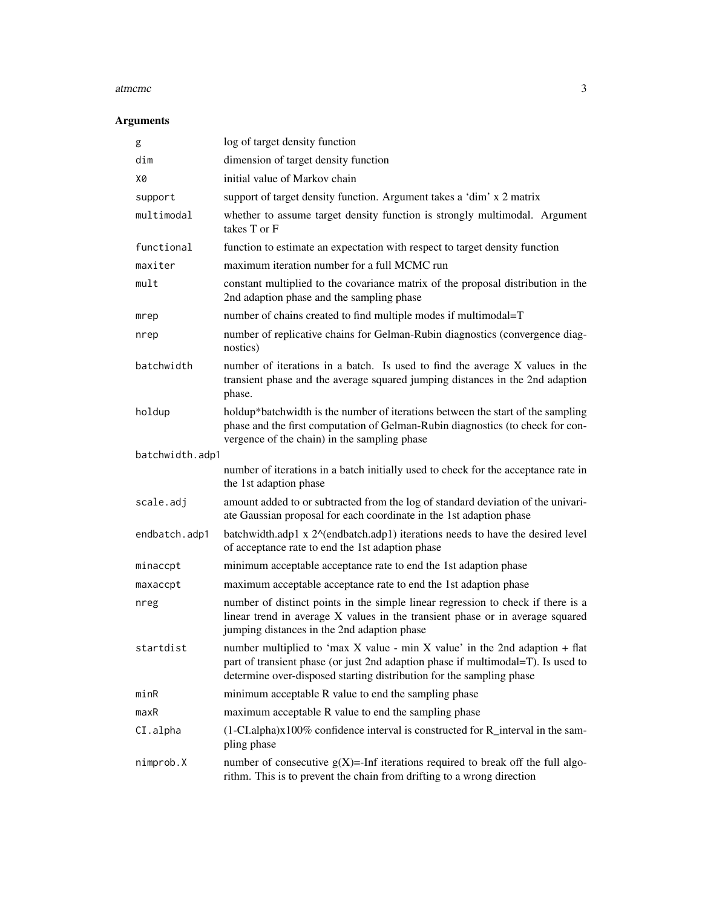## Arguments

| Argument | Description |
| --- | --- |
| `g` | log of target density function |
| `dim` | dimension of target density function |
| `X0` | initial value of Markov chain |
| `support` | support of target density function. Argument takes a 'dim' x 2 matrix |
| `multimodal` | whether to assume target density function is strongly multimodal. Argument takes T or F |
| `functional` | function to estimate an expectation with respect to target density function |
| `maxiter` | maximum iteration number for a full MCMC run |
| `mult` | constant multiplied to the covariance matrix of the proposal distribution in the 2nd adaption phase and the sampling phase |
| `mrep` | number of chains created to find multiple modes if multimodal=T |
| `nrep` | number of replicative chains for Gelman-Rubin diagnostics (convergence diagnostics) |
| `batchwidth` | number of iterations in a batch. Is used to find the average X values in the transient phase and the average squared jumping distances in the 2nd adaption phase. |
| `holdup` | holdup*batchwidth is the number of iterations between the start of the sampling phase and the first computation of Gelman-Rubin diagnostics (to check for convergence of the chain) in the sampling phase |
| `batchwidth.adp1` | number of iterations in a batch initially used to check for the acceptance rate in the 1st adaption phase |
| `scale.adj` | amount added to or subtracted from the log of standard deviation of the univariate Gaussian proposal for each coordinate in the 1st adaption phase |
| `endbatch.adp1` | batchwidth.adp1 x 2^(endbatch.adp1) iterations needs to have the desired level of acceptance rate to end the 1st adaption phase |
| `minaccpt` | minimum acceptable acceptance rate to end the 1st adaption phase |
| `maxaccpt` | maximum acceptable acceptance rate to end the 1st adaption phase |
| `nreg` | number of distinct points in the simple linear regression to check if there is a linear trend in average X values in the transient phase or in average squared jumping distances in the 2nd adaption phase |
| `startdist` | number multiplied to 'max X value - min X value' in the 2nd adaption + flat part of transient phase (or just 2nd adaption phase if multimodal=T). Is used to determine over-disposed starting distribution for the sampling phase |
| `minR` | minimum acceptable R value to end the sampling phase |
| `maxR` | maximum acceptable R value to end the sampling phase |
| `CI.alpha` | (1-CI.alpha)x100% confidence interval is constructed for R_interval in the sampling phase |
| `nimprob.X` | number of consecutive g(X)=-Inf iterations required to break off the full algorithm. This is to prevent the chain from drifting to a wrong direction |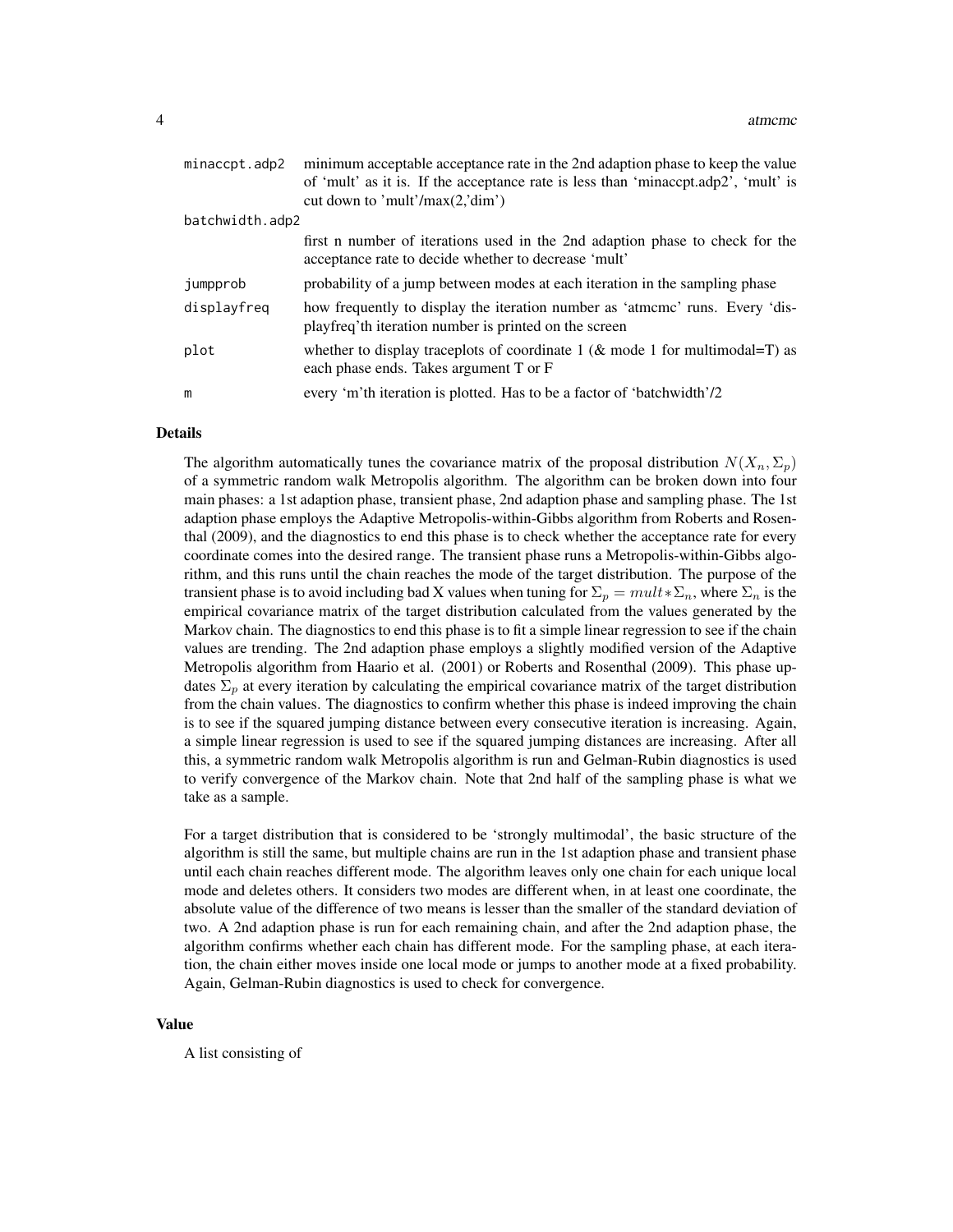| | |
|---|---|
| minaccpt.adp2 | minimum acceptable acceptance rate in the 2nd adaption phase to keep the value of 'mult' as it is. If the acceptance rate is less than 'minaccpt.adp2', 'mult' is cut down to 'mult'/max(2,'dim') |
| batchwidth.adp2 | first n number of iterations used in the 2nd adaption phase to check for the acceptance rate to decide whether to decrease 'mult' |
| jumpprob | probability of a jump between modes at each iteration in the sampling phase |
| displayfreq | how frequently to display the iteration number as 'atmcmc' runs. Every 'displayfreq'th iteration number is printed on the screen |
| plot | whether to display traceplots of coordinate 1 (& mode 1 for multimodal=T) as each phase ends. Takes argument T or F |
| m | every 'm'th iteration is plotted. Has to be a factor of 'batchwidth'/2 |

## Details

The algorithm automatically tunes the covariance matrix of the proposal distribution $N(X_n, \Sigma_p)$ of a symmetric random walk Metropolis algorithm. The algorithm can be broken down into four main phases: a 1st adaption phase, transient phase, 2nd adaption phase and sampling phase. The 1st adaption phase employs the Adaptive Metropolis-within-Gibbs algorithm from Roberts and Rosenthal (2009), and the diagnostics to end this phase is to check whether the acceptance rate for every coordinate comes into the desired range. The transient phase runs a Metropolis-within-Gibbs algorithm, and this runs until the chain reaches the mode of the target distribution. The purpose of the transient phase is to avoid including bad X values when tuning for $\Sigma_p = mult * \Sigma_n$, where $\Sigma_n$ is the empirical covariance matrix of the target distribution calculated from the values generated by the Markov chain. The diagnostics to end this phase is to fit a simple linear regression to see if the chain values are trending. The 2nd adaption phase employs a slightly modified version of the Adaptive Metropolis algorithm from Haario et al. (2001) or Roberts and Rosenthal (2009). This phase updates $\Sigma_p$ at every iteration by calculating the empirical covariance matrix of the target distribution from the chain values. The diagnostics to confirm whether this phase is indeed improving the chain is to see if the squared jumping distance between every consecutive iteration is increasing. Again, a simple linear regression is used to see if the squared jumping distances are increasing. After all this, a symmetric random walk Metropolis algorithm is run and Gelman-Rubin diagnostics is used to verify convergence of the Markov chain. Note that 2nd half of the sampling phase is what we take as a sample.

For a target distribution that is considered to be 'strongly multimodal', the basic structure of the algorithm is still the same, but multiple chains are run in the 1st adaption phase and transient phase until each chain reaches different mode. The algorithm leaves only one chain for each unique local mode and deletes others. It considers two modes are different when, in at least one coordinate, the absolute value of the difference of two means is lesser than the smaller of the standard deviation of two. A 2nd adaption phase is run for each remaining chain, and after the 2nd adaption phase, the algorithm confirms whether each chain has different mode. For the sampling phase, at each iteration, the chain either moves inside one local mode or jumps to another mode at a fixed probability. Again, Gelman-Rubin diagnostics is used to check for convergence.

## Value

A list consisting of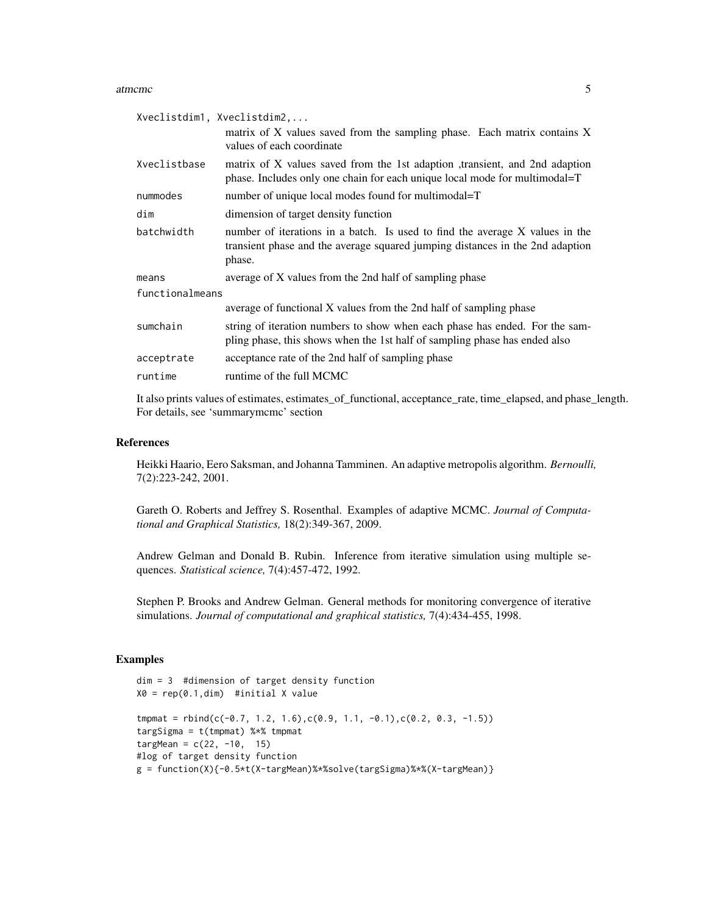| | |
|---|---|
| Xveclistdim1, Xveclistdim2,... | matrix of X values saved from the sampling phase. Each matrix contains X values of each coordinate |
| Xveclistbase | matrix of X values saved from the 1st adaption ,transient, and 2nd adaption phase. Includes only one chain for each unique local mode for multimodal=T |
| nummodes | number of unique local modes found for multimodal=T |
| dim | dimension of target density function |
| batchwidth | number of iterations in a batch. Is used to find the average X values in the transient phase and the average squared jumping distances in the 2nd adaption phase. |
| means | average of X values from the 2nd half of sampling phase |
| functionalmeans | average of functional X values from the 2nd half of sampling phase |
| sumchain | string of iteration numbers to show when each phase has ended. For the sampling phase, this shows when the 1st half of sampling phase has ended also |
| acceptrate | acceptance rate of the 2nd half of sampling phase |
| runtime | runtime of the full MCMC |

It also prints values of estimates, estimates_of_functional, acceptance_rate, time_elapsed, and phase_length. For details, see 'summarymcmc' section

## References

Heikki Haario, Eero Saksman, and Johanna Tamminen. An adaptive metropolis algorithm. *Bernoulli,* 7(2):223-242, 2001.

Gareth O. Roberts and Jeffrey S. Rosenthal. Examples of adaptive MCMC. *Journal of Computational and Graphical Statistics,* 18(2):349-367, 2009.

Andrew Gelman and Donald B. Rubin. Inference from iterative simulation using multiple sequences. *Statistical science,* 7(4):457-472, 1992.

Stephen P. Brooks and Andrew Gelman. General methods for monitoring convergence of iterative simulations. *Journal of computational and graphical statistics,* 7(4):434-455, 1998.

## Examples

```
dim = 3  #dimension of target density function
X0 = rep(0.1,dim)  #initial X value

tmpmat = rbind(c(-0.7, 1.2, 1.6),c(0.9, 1.1, -0.1),c(0.2, 0.3, -1.5))
targSigma = t(tmpmat) %*% tmpmat
targMean = c(22, -10,  15)
#log of target density function
g = function(X){-0.5*t(X-targMean)%*%solve(targSigma)%*%(X-targMean)}
```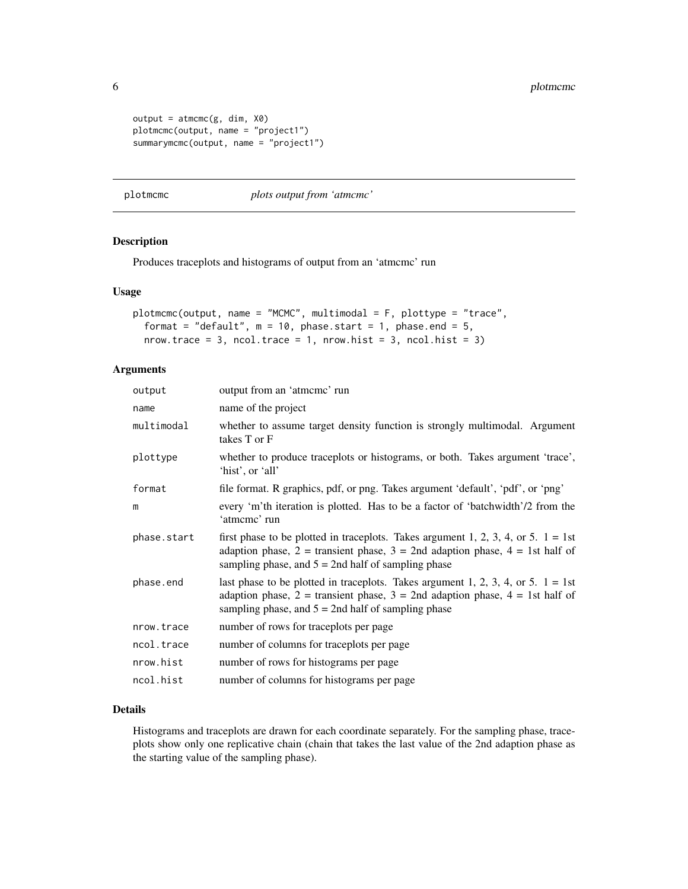```
output = atmcmc(g, dim, X0)
plotmcmc(output, name = "project1")
summarymcmc(output, name = "project1")
```

## plotmcmc *plots output from 'atmcmc'*

### Description

Produces traceplots and histograms of output from an 'atmcmc' run

### Usage

```
plotmcmc(output, name = "MCMC", multimodal = F, plottype = "trace",
  format = "default", m = 10, phase.start = 1, phase.end = 5,
  nrow.trace = 3, ncol.trace = 1, nrow.hist = 3, ncol.hist = 3)
```

### Arguments

| | |
|---|---|
| output | output from an 'atmcmc' run |
| name | name of the project |
| multimodal | whether to assume target density function is strongly multimodal. Argument takes T or F |
| plottype | whether to produce traceplots or histograms, or both. Takes argument 'trace', 'hist', or 'all' |
| format | file format. R graphics, pdf, or png. Takes argument 'default', 'pdf', or 'png' |
| m | every 'm'th iteration is plotted. Has to be a factor of 'batchwidth'/2 from the 'atmcmc' run |
| phase.start | first phase to be plotted in traceplots. Takes argument 1, 2, 3, 4, or 5. 1 = 1st adaption phase, 2 = transient phase, 3 = 2nd adaption phase, 4 = 1st half of sampling phase, and 5 = 2nd half of sampling phase |
| phase.end | last phase to be plotted in traceplots. Takes argument 1, 2, 3, 4, or 5. 1 = 1st adaption phase, 2 = transient phase, 3 = 2nd adaption phase, 4 = 1st half of sampling phase, and 5 = 2nd half of sampling phase |
| nrow.trace | number of rows for traceplots per page |
| ncol.trace | number of columns for traceplots per page |
| nrow.hist | number of rows for histograms per page |
| ncol.hist | number of columns for histograms per page |

### Details

Histograms and traceplots are drawn for each coordinate separately. For the sampling phase, traceplots show only one replicative chain (chain that takes the last value of the 2nd adaption phase as the starting value of the sampling phase).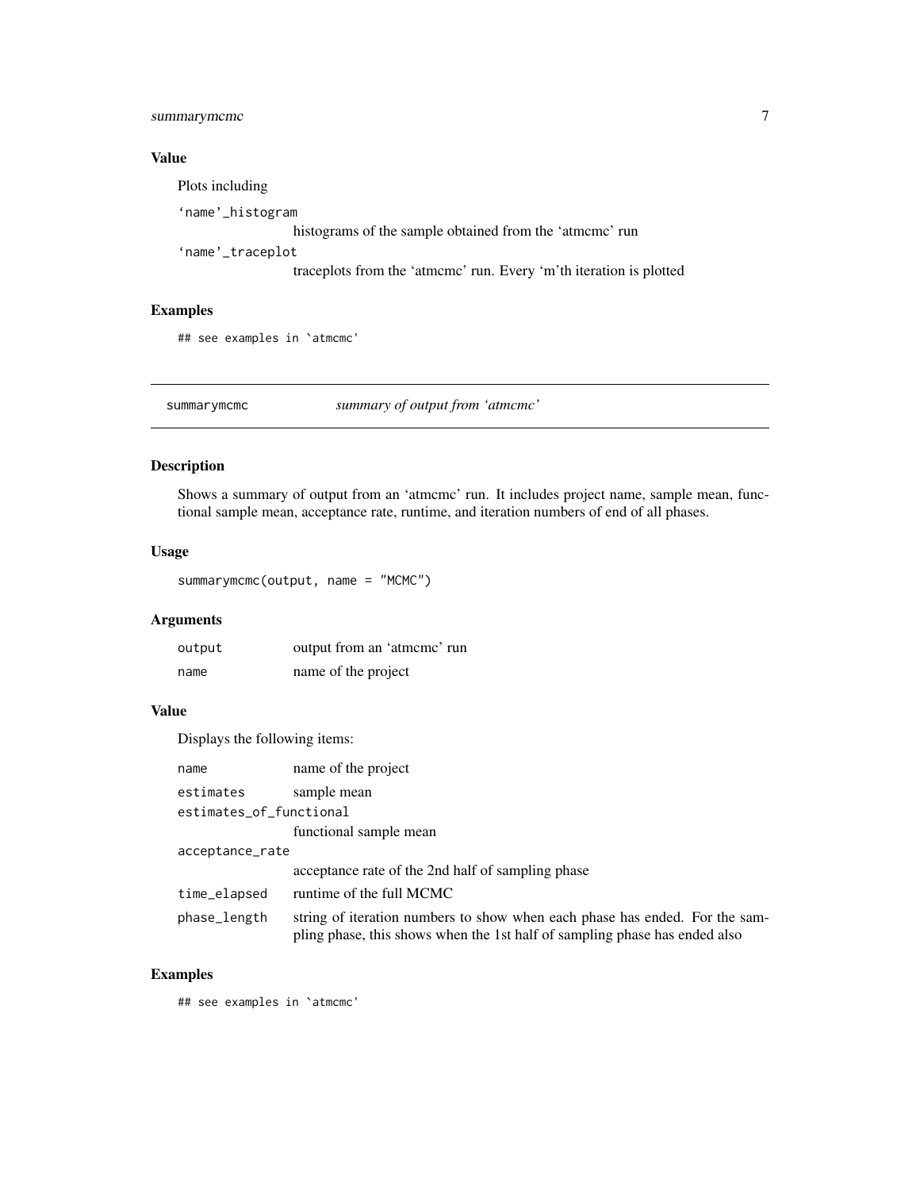### Value

Plots including

`'name'_histogram`
: histograms of the sample obtained from the 'atmcmc' run

`'name'_traceplot`
: traceplots from the 'atmcmc' run. Every 'm'th iteration is plotted

### Examples

```
## see examples in `atmcmc'
```

---

## summarymcmc — *summary of output from 'atmcmc'*

### Description

Shows a summary of output from an 'atmcmc' run. It includes project name, sample mean, functional sample mean, acceptance rate, runtime, and iteration numbers of end of all phases.

### Usage

```
summarymcmc(output, name = "MCMC")
```

### Arguments

| | |
|---|---|
| `output` | output from an 'atmcmc' run |
| `name` | name of the project |

### Value

Displays the following items:

`name`
: name of the project

`estimates`
: sample mean

`estimates_of_functional`
: functional sample mean

`acceptance_rate`
: acceptance rate of the 2nd half of sampling phase

`time_elapsed`
: runtime of the full MCMC

`phase_length`
: string of iteration numbers to show when each phase has ended. For the sampling phase, this shows when the 1st half of sampling phase has ended also

### Examples

```
## see examples in `atmcmc'
```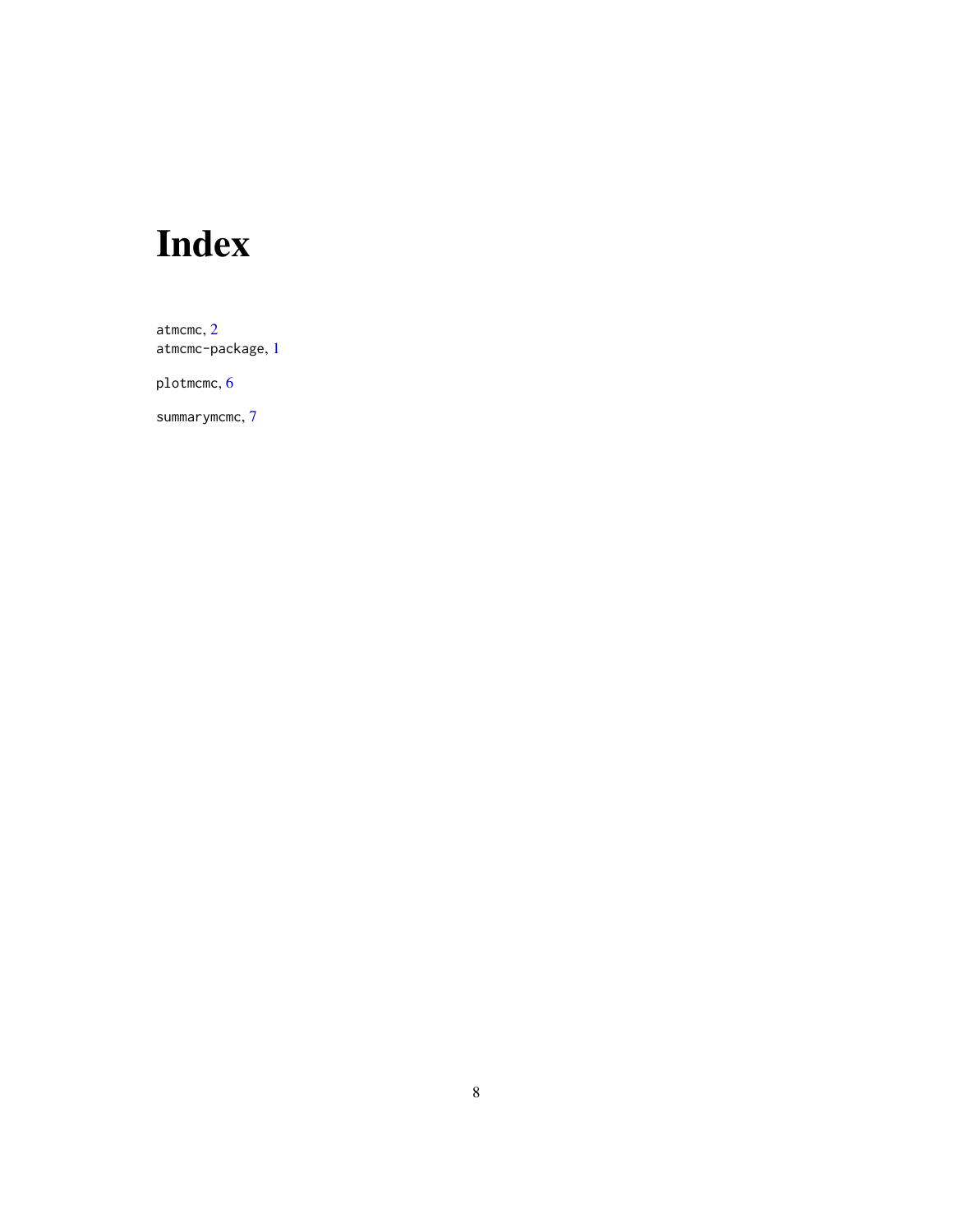# Index

atmcmc, 2
atmcmc-package, 1

plotmcmc, 6

summarymcmc, 7